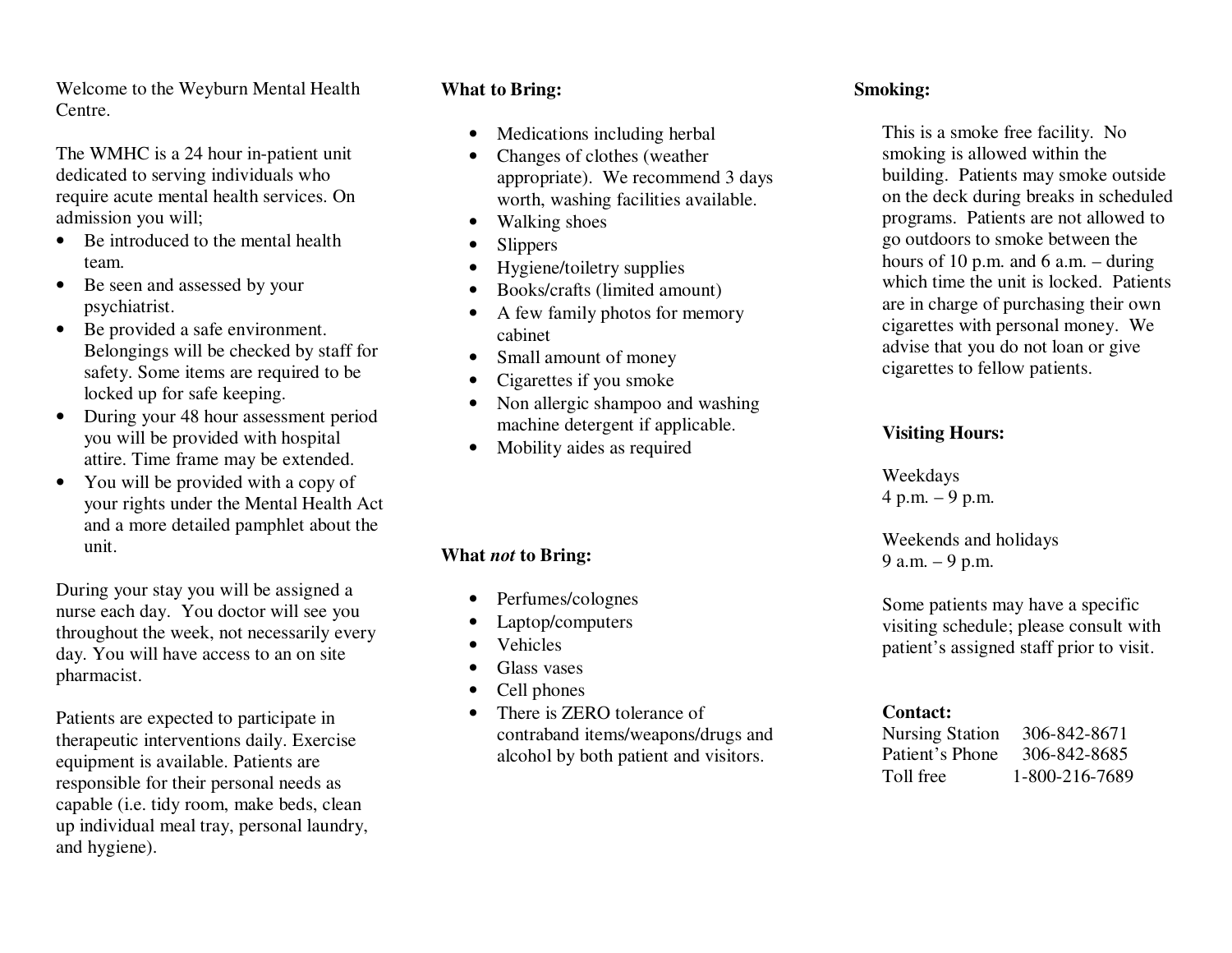Welcome to the Weyburn Mental Health Centre.

The WMHC is a 24 hour in-patient unit dedicated to serving individuals who require acute mental health services. On admission you will;

- Be introduced to the mental health team.
- Be seen and assessed by your psychiatrist.
- Be provided a safe environment. Belongings will be checked by staff for safety. Some items are required to be locked up for safe keeping.
- During your 48 hour assessment period you will be provided with hospital attire. Time frame may be extended.
- You will be provided with a copy of your rights under the Mental Health Act and a more detailed pamphlet about the unit.

During your stay you will be assigned a nurse each day. You doctor will see you throughout the week, not necessarily every day. You will have access to an on site pharmacist.

Patients are expected to participate in therapeutic interventions daily. Exercise equipment is available. Patients are responsible for their personal needs as capable (i.e. tidy room, make beds, clean up individual meal tray, personal laundry, and hygiene).

**What to Bring:**

- Medications including herbal
- Changes of clothes (weather appropriate). We recommend 3 days worth, washing facilities available.
- Walking shoes
- Slippers
- Hygiene/toiletry supplies
- Books/crafts (limited amount)
- A few family photos for memory cabinet
- Small amount of money
- Cigarettes if you smoke
- Non allergic shampoo and washing machine detergent if applicable.
- Mobility aides as required

**What *not* to Bring:**

- Perfumes/colognes
- Laptop/computers
- Vehicles
- Glass vases
- Cell phones
- There is ZERO tolerance of contraband items/weapons/drugs and alcohol by both patient and visitors.

**Smoking:**

This is a smoke free facility. No smoking is allowed within the building. Patients may smoke outside on the deck during breaks in scheduled programs. Patients are not allowed to go outdoors to smoke between the hours of 10 p.m. and 6 a.m. – during which time the unit is locked. Patients are in charge of purchasing their own cigarettes with personal money. We advise that you do not loan or give cigarettes to fellow patients.

**Visiting Hours:**

Weekdays
4 p.m. – 9 p.m.

Weekends and holidays
9 a.m. – 9 p.m.

Some patients may have a specific visiting schedule; please consult with patient's assigned staff prior to visit.

**Contact:**

| | |
|---|---|
| Nursing Station | 306-842-8671 |
| Patient's Phone | 306-842-8685 |
| Toll free | 1-800-216-7689 |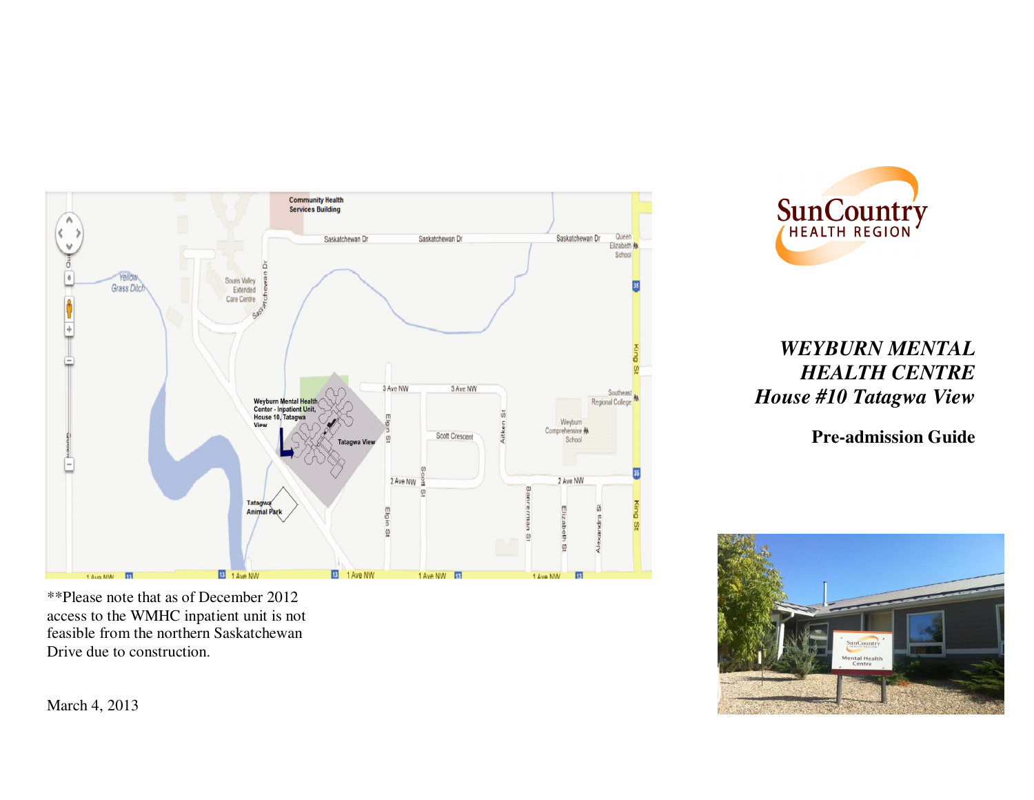**Please note that as of December 2012 access to the WMHC inpatient unit is not feasible from the northern Saskatchewan Drive due to construction.

March 4, 2013

SunCountry HEALTH REGION

# *WEYBURN MENTAL HEALTH CENTRE House #10 Tatagwa View*

## Pre-admission Guide